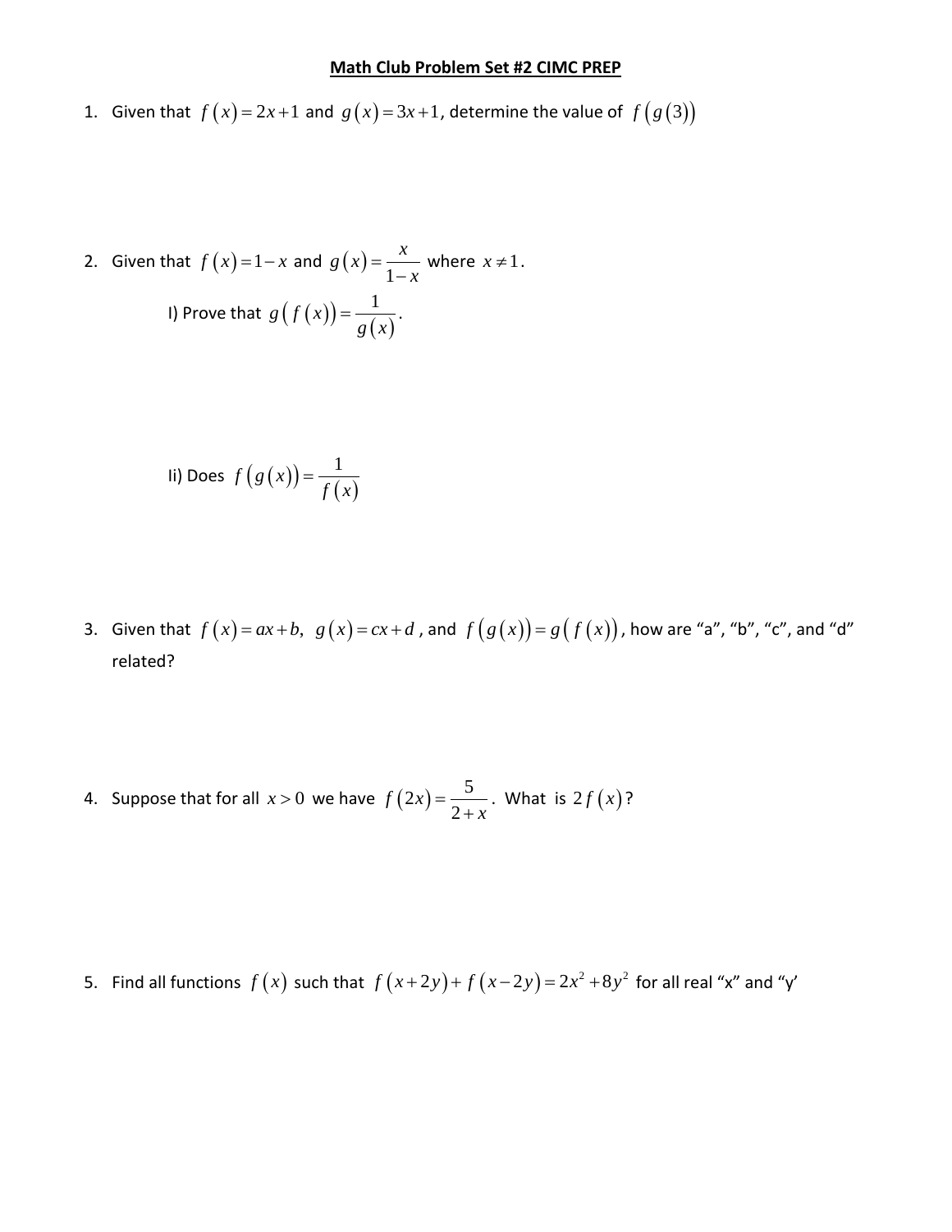# Math Club Problem Set #2 CIMC PREP

1. Given that $f(x) = 2x + 1$ and $g(x) = 3x + 1$, determine the value of $f(g(3))$

2. Given that $f(x) = 1 - x$ and $g(x) = \dfrac{x}{1-x}$ where $x \neq 1$.

   I) Prove that $g(f(x)) = \dfrac{1}{g(x)}$.

   Ii) Does $f(g(x)) = \dfrac{1}{f(x)}$

3. Given that $f(x) = ax + b$, $g(x) = cx + d$, and $f(g(x)) = g(f(x))$, how are "a", "b", "c", and "d" related?

4. Suppose that for all $x > 0$ we have $f(2x) = \dfrac{5}{2+x}$. What is $2f(x)$?

5. Find all functions $f(x)$ such that $f(x+2y) + f(x-2y) = 2x^2 + 8y^2$ for all real "x" and "y'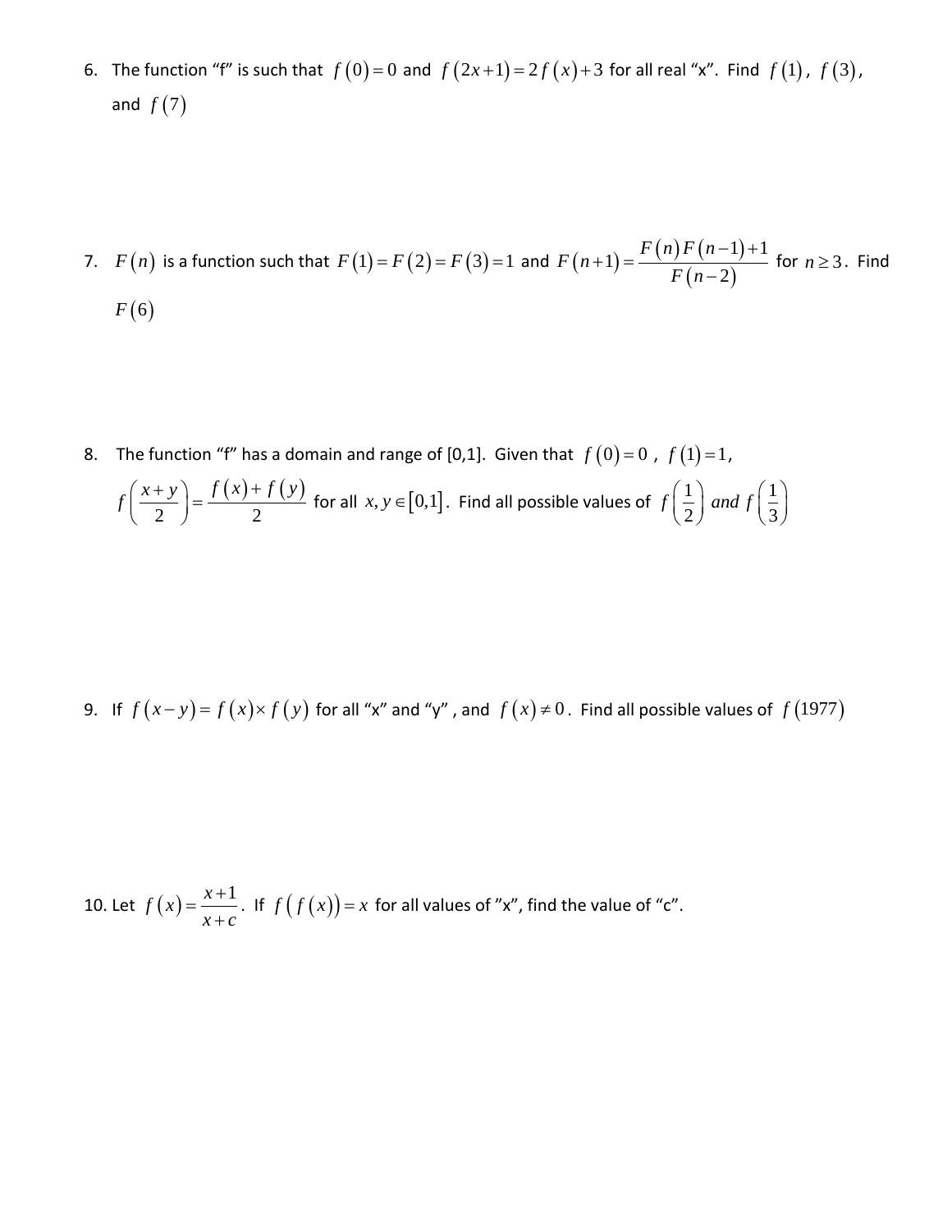6. The function "f" is such that $f(0)=0$ and $f(2x+1)=2f(x)+3$ for all real "x". Find $f(1)$, $f(3)$, and $f(7)$

7. $F(n)$ is a function such that $F(1)=F(2)=F(3)=1$ and $F(n+1)=\dfrac{F(n)F(n-1)+1}{F(n-2)}$ for $n \geq 3$. Find $F(6)$

8. The function "f" has a domain and range of [0,1]. Given that $f(0)=0$, $f(1)=1$, $f\left(\dfrac{x+y}{2}\right)=\dfrac{f(x)+f(y)}{2}$ for all $x, y \in [0,1]$. Find all possible values of $f\left(\dfrac{1}{2}\right)$ *and* $f\left(\dfrac{1}{3}\right)$

9. If $f(x-y)=f(x)\times f(y)$ for all "x" and "y", and $f(x)\neq 0$. Find all possible values of $f(1977)$

10. Let $f(x)=\dfrac{x+1}{x+c}$. If $f(f(x))=x$ for all values of "x", find the value of "c".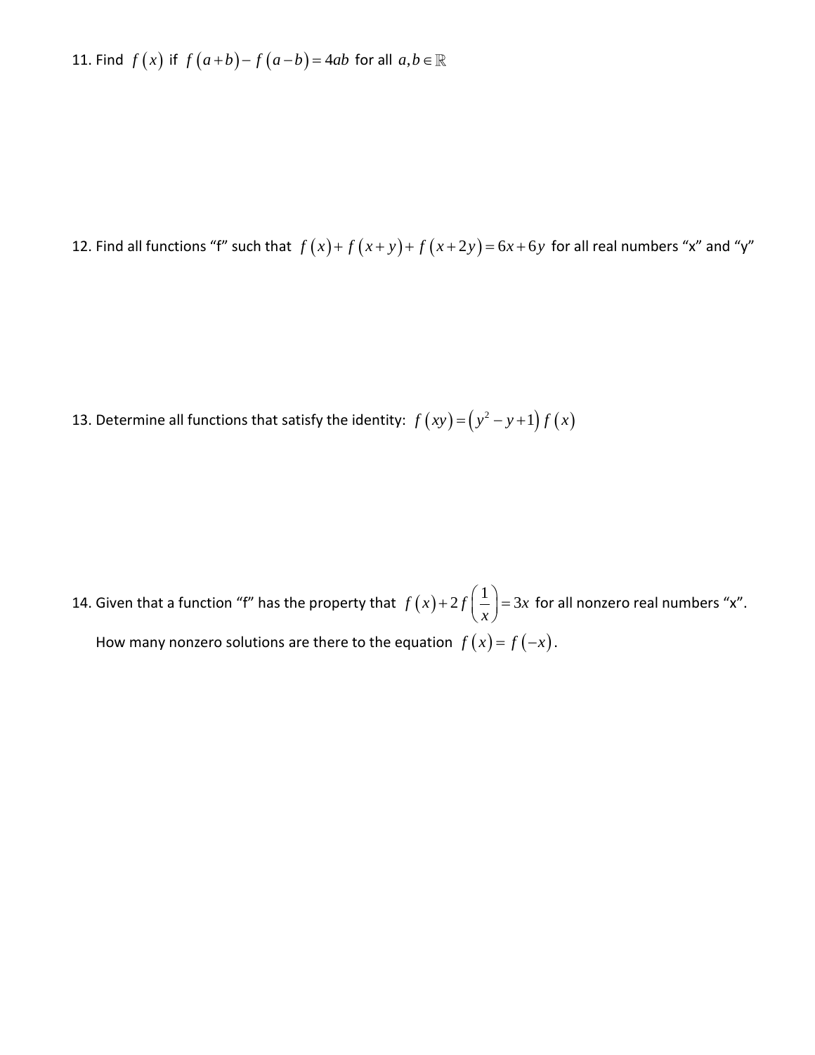11. Find $f(x)$ if $f(a+b)-f(a-b)=4ab$ for all $a,b\in\mathbb{R}$

12. Find all functions "f" such that $f(x)+f(x+y)+f(x+2y)=6x+6y$ for all real numbers "x" and "y"

13. Determine all functions that satisfy the identity: $f(xy)=(y^2-y+1)f(x)$

14. Given that a function "f" has the property that $f(x)+2f\left(\frac{1}{x}\right)=3x$ for all nonzero real numbers "x".

How many nonzero solutions are there to the equation $f(x)=f(-x)$.